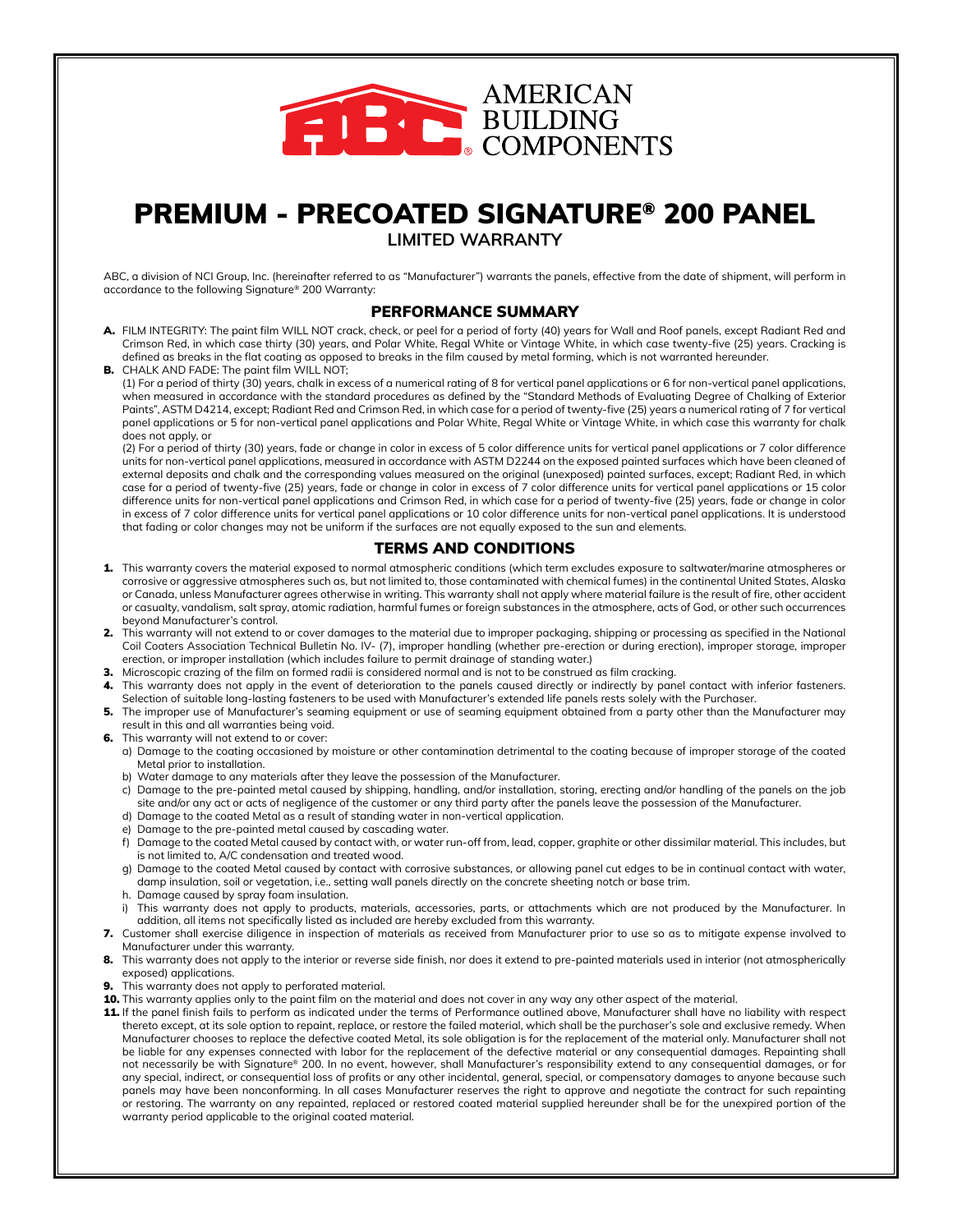AMERICAN BUILDING COMPONENTS

# PREMIUM - PRECOATED SIGNATURE® 200 PANEL

## LIMITED WARRANTY

ABC, a division of NCI Group, Inc. (hereinafter referred to as "Manufacturer") warrants the panels, effective from the date of shipment, will perform in accordance to the following Signature® 200 Warranty:

### PERFORMANCE SUMMARY

**A.** FILM INTEGRITY: The paint film WILL NOT crack, check, or peel for a period of forty (40) years for Wall and Roof panels, except Radiant Red and Crimson Red, in which case thirty (30) years, and Polar White, Regal White or Vintage White, in which case twenty-five (25) years. Cracking is defined as breaks in the flat coating as opposed to breaks in the film caused by metal forming, which is not warranted hereunder.

**B.** CHALK AND FADE: The paint film WILL NOT;

(1) For a period of thirty (30) years, chalk in excess of a numerical rating of 8 for vertical panel applications or 6 for non-vertical panel applications, when measured in accordance with the standard procedures as defined by the "Standard Methods of Evaluating Degree of Chalking of Exterior Paints", ASTM D4214, except; Radiant Red and Crimson Red, in which case for a period of twenty-five (25) years a numerical rating of 7 for vertical panel applications or 5 for non-vertical panel applications and Polar White, Regal White or Vintage White, in which case this warranty for chalk does not apply, or

(2) For a period of thirty (30) years, fade or change in color in excess of 5 color difference units for vertical panel applications or 7 color difference units for non-vertical panel applications, measured in accordance with ASTM D2244 on the exposed painted surfaces which have been cleaned of external deposits and chalk and the corresponding values measured on the original (unexposed) painted surfaces, except; Radiant Red, in which case for a period of twenty-five (25) years, fade or change in color in excess of 7 color difference units for vertical panel applications or 15 color difference units for non-vertical panel applications and Crimson Red, in which case for a period of twenty-five (25) years, fade or change in color in excess of 7 color difference units for vertical panel applications or 10 color difference units for non-vertical panel applications. It is understood that fading or color changes may not be uniform if the surfaces are not equally exposed to the sun and elements.

### TERMS AND CONDITIONS

1. This warranty covers the material exposed to normal atmospheric conditions (which term excludes exposure to saltwater/marine atmospheres or corrosive or aggressive atmospheres such as, but not limited to, those contaminated with chemical fumes) in the continental United States, Alaska or Canada, unless Manufacturer agrees otherwise in writing. This warranty shall not apply where material failure is the result of fire, other accident or casualty, vandalism, salt spray, atomic radiation, harmful fumes or foreign substances in the atmosphere, acts of God, or other such occurrences beyond Manufacturer's control.
2. This warranty will not extend to or cover damages to the material due to improper packaging, shipping or processing as specified in the National Coil Coaters Association Technical Bulletin No. IV- (7), improper handling (whether pre-erection or during erection), improper storage, improper erection, or improper installation (which includes failure to permit drainage of standing water.)
3. Microscopic crazing of the film on formed radii is considered normal and is not to be construed as film cracking.
4. This warranty does not apply in the event of deterioration to the panels caused directly or indirectly by panel contact with inferior fasteners. Selection of suitable long-lasting fasteners to be used with Manufacturer's extended life panels rests solely with the Purchaser.
5. The improper use of Manufacturer's seaming equipment or use of seaming equipment obtained from a party other than the Manufacturer may result in this and all warranties being void.
6. This warranty will not extend to or cover:
   a) Damage to the coating occasioned by moisture or other contamination detrimental to the coating because of improper storage of the coated Metal prior to installation.
   b) Water damage to any materials after they leave the possession of the Manufacturer.
   c) Damage to the pre-painted metal caused by shipping, handling, and/or installation, storing, erecting and/or handling of the panels on the job site and/or any act or acts of negligence of the customer or any third party after the panels leave the possession of the Manufacturer.
   d) Damage to the coated Metal as a result of standing water in non-vertical application.
   e) Damage to the pre-painted metal caused by cascading water.
   f) Damage to the coated Metal caused by contact with, or water run-off from, lead, copper, graphite or other dissimilar material. This includes, but is not limited to, A/C condensation and treated wood.
   g) Damage to the coated Metal caused by contact with corrosive substances, or allowing panel cut edges to be in continual contact with water, damp insulation, soil or vegetation, i.e., setting wall panels directly on the concrete sheeting notch or base trim.
   h. Damage caused by spray foam insulation.
   i) This warranty does not apply to products, materials, accessories, parts, or attachments which are not produced by the Manufacturer. In addition, all items not specifically listed as included are hereby excluded from this warranty.
7. Customer shall exercise diligence in inspection of materials as received from Manufacturer prior to use so as to mitigate expense involved to Manufacturer under this warranty.
8. This warranty does not apply to the interior or reverse side finish, nor does it extend to pre-painted materials used in interior (not atmospherically exposed) applications.
9. This warranty does not apply to perforated material.
10. This warranty applies only to the paint film on the material and does not cover in any way any other aspect of the material.
11. If the panel finish fails to perform as indicated under the terms of Performance outlined above, Manufacturer shall have no liability with respect thereto except, at its sole option to repaint, replace, or restore the failed material, which shall be the purchaser's sole and exclusive remedy. When Manufacturer chooses to replace the defective coated Metal, its sole obligation is for the replacement of the material only. Manufacturer shall not be liable for any expenses connected with labor for the replacement of the defective material or any consequential damages. Repainting shall not necessarily be with Signature® 200. In no event, however, shall Manufacturer's responsibility extend to any consequential damages, or for any special, indirect, or consequential loss of profits or any other incidental, general, special, or compensatory damages to anyone because such panels may have been nonconforming. In all cases Manufacturer reserves the right to approve and negotiate the contract for such repainting or restoring. The warranty on any repainted, replaced or restored coated material supplied hereunder shall be for the unexpired portion of the warranty period applicable to the original coated material.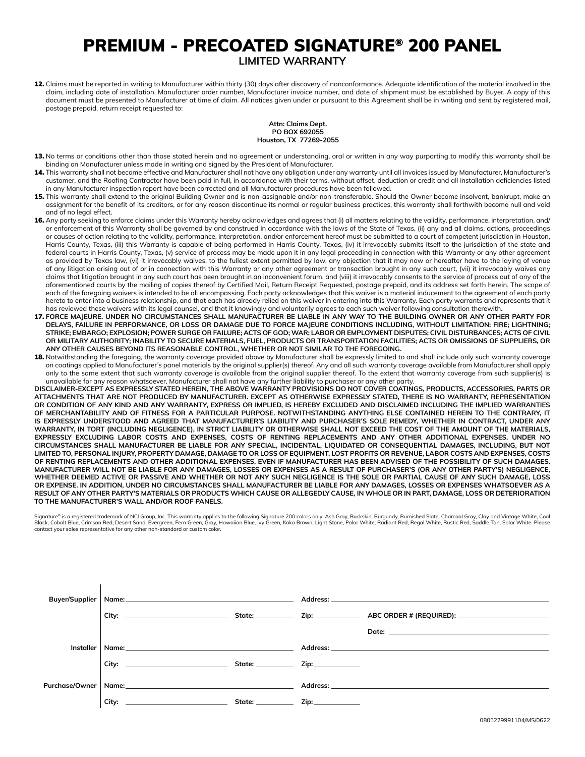# PREMIUM - PRECOATED SIGNATURE® 200 PANEL

## LIMITED WARRANTY

**12.** Claims must be reported in writing to Manufacturer within thirty (30) days after discovery of nonconformance. Adequate identification of the material involved in the claim, including date of installation, Manufacturer order number, Manufacturer invoice number, and date of shipment must be established by Buyer. A copy of this document must be presented to Manufacturer at time of claim. All notices given under or pursuant to this Agreement shall be in writing and sent by registered mail, postage prepaid, return receipt requested to:

**Attn: Claims Dept.**
**PO BOX 692055**
**Houston, TX 77269-2055**

**13.** No terms or conditions other than those stated herein and no agreement or understanding, oral or written in any way purporting to modify this warranty shall be binding on Manufacturer unless made in writing and signed by the President of Manufacturer.

**14.** This warranty shall not become effective and Manufacturer shall not have any obligation under any warranty until all invoices issued by Manufacturer, Manufacturer's customer, and the Roofing Contractor have been paid in full, in accordance with their terms, without offset, deduction or credit and all installation deficiencies listed in any Manufacturer inspection report have been corrected and all Manufacturer procedures have been followed.

**15.** This warranty shall extend to the original Building Owner and is non-assignable and/or non-transferable. Should the Owner become insolvent, bankrupt, make an assignment for the benefit of its creditors, or for any reason discontinue its normal or regular business practices, this warranty shall forthwith become null and void and of no legal effect.

**16.** Any party seeking to enforce claims under this Warranty hereby acknowledges and agrees that (i) all matters relating to the validity, performance, interpretation, and/or enforcement of this Warranty shall be governed by and construed in accordance with the laws of the State of Texas, (ii) any and all claims, actions, proceedings or causes of action relating to the validity, performance, interpretation, and/or enforcement hereof must be submitted to a court of competent jurisdiction in Houston, Harris County, Texas, (iii) this Warranty is capable of being performed in Harris County, Texas, (iv) it irrevocably submits itself to the jurisdiction of the state and federal courts in Harris County, Texas, (v) service of process may be made upon it in any legal proceeding in connection with this Warranty or any other agreement as provided by Texas law, (vi) it irrevocably waives, to the fullest extent permitted by law, any objection that it may now or hereafter have to the laying of venue of any litigation arising out of or in connection with this Warranty or any other agreement or transaction brought in any such court, (vii) it irrevocably waives any claims that litigation brought in any such court has been brought in an inconvenient forum, and (viii) it irrevocably consents to the service of process out of any of the aforementioned courts by the mailing of copies thereof by Certified Mail, Return Receipt Requested, postage prepaid, and its address set forth herein. The scope of each of the foregoing waivers is intended to be all encompassing. Each party acknowledges that this waiver is a material inducement to the agreement of each party hereto to enter into a business relationship, and that each has already relied on this waiver in entering into this Warranty. Each party warrants and represents that it has reviewed these waivers with its legal counsel, and that it knowingly and voluntarily agrees to each such waiver following consultation therewith.

**17. FORCE MAJEURE. UNDER NO CIRCUMSTANCES SHALL MANUFACTURER BE LIABLE IN ANY WAY TO THE BUILDING OWNER OR ANY OTHER PARTY FOR DELAYS, FAILURE IN PERFORMANCE, OR LOSS OR DAMAGE DUE TO FORCE MAJEURE CONDITIONS INCLUDING, WITHOUT LIMITATION: FIRE; LIGHTNING; STRIKE; EMBARGO; EXPLOSION; POWER SURGE OR FAILURE; ACTS OF GOD; WAR; LABOR OR EMPLOYMENT DISPUTES; CIVIL DISTURBANCES; ACTS OF CIVIL OR MILITARY AUTHORITY; INABILITY TO SECURE MATERIALS, FUEL, PRODUCTS OR TRANSPORTATION FACILITIES; ACTS OR OMISSIONS OF SUPPLIERS, OR ANY OTHER CAUSES BEYOND ITS REASONABLE CONTROL, WHETHER OR NOT SIMILAR TO THE FOREGOING.**

**18.** Notwithstanding the foregoing, the warranty coverage provided above by Manufacturer shall be expressly limited to and shall include only such warranty coverage on coatings applied to Manufacturer's panel materials by the original supplier(s) thereof. Any and all such warranty coverage available from Manufacturer shall apply only to the same extent that such warranty coverage is available from the original supplier thereof. To the extent that warranty coverage from such supplier(s) is unavailable for any reason whatsoever, Manufacturer shall not have any further liability to purchaser or any other party.

**DISCLAIMER-EXCEPT AS EXPRESSLY STATED HEREIN, THE ABOVE WARRANTY PROVISIONS DO NOT COVER COATINGS, PRODUCTS, ACCESSORIES, PARTS OR ATTACHMENTS THAT ARE NOT PRODUCED BY MANUFACTURER. EXCEPT AS OTHERWISE EXPRESSLY STATED, THERE IS NO WARRANTY, REPRESENTATION OR CONDITION OF ANY KIND AND ANY WARRANTY, EXPRESS OR IMPLIED, IS HEREBY EXCLUDED AND DISCLAIMED INCLUDING THE IMPLIED WARRANTIES OF MERCHANTABILITY AND OF FITNESS FOR A PARTICULAR PURPOSE. NOTWITHSTANDING ANYTHING ELSE CONTAINED HEREIN TO THE CONTRARY, IT IS EXPRESSLY UNDERSTOOD AND AGREED THAT MANUFACTURER'S LIABILITY AND PURCHASER'S SOLE REMEDY, WHETHER IN CONTRACT, UNDER ANY WARRANTY, IN TORT (INCLUDING NEGLIGENCE), IN STRICT LIABILITY OR OTHERWISE SHALL NOT EXCEED THE COST OF THE AMOUNT OF THE MATERIALS, EXPRESSLY EXCLUDING LABOR COSTS AND EXPENSES, COSTS OF RENTING REPLACEMENTS AND ANY OTHER ADDITIONAL EXPENSES. UNDER NO CIRCUMSTANCES SHALL MANUFACTURER BE LIABLE FOR ANY SPECIAL, INCIDENTAL, LIQUIDATED OR CONSEQUENTIAL DAMAGES, INCLUDING, BUT NOT LIMITED TO, PERSONAL INJURY, PROPERTY DAMAGE, DAMAGE TO OR LOSS OF EQUIPMENT, LOST PROFITS OR REVENUE, LABOR COSTS AND EXPENSES, COSTS OF RENTING REPLACEMENTS AND OTHER ADDITIONAL EXPENSES, EVEN IF MANUFACTURER HAS BEEN ADVISED OF THE POSSIBILITY OF SUCH DAMAGES. MANUFACTURER WILL NOT BE LIABLE FOR ANY DAMAGES, LOSSES OR EXPENSES AS A RESULT OF PURCHASER'S (OR ANY OTHER PARTY'S) NEGLIGENCE, WHETHER DEEMED ACTIVE OR PASSIVE AND WHETHER OR NOT ANY SUCH NEGLIGENCE IS THE SOLE OR PARTIAL CAUSE OF ANY SUCH DAMAGE, LOSS OR EXPENSE. IN ADDITION, UNDER NO CIRCUMSTANCES SHALL MANUFACTURER BE LIABLE FOR ANY DAMAGES, LOSSES OR EXPENSES WHATSOEVER AS A RESULT OF ANY OTHER PARTY'S MATERIALS OR PRODUCTS WHICH CAUSE OR ALLEGEDLY CAUSE, IN WHOLE OR IN PART, DAMAGE, LOSS OR DETERIORATION TO THE MANUFACTURER'S WALL AND/OR ROOF PANELS.**

Signature® is a registered trademark of NCI Group, Inc. This warranty applies to the following Signature 200 colors only: Ash Gray, Buckskin, Burgundy, Burnished Slate, Charcoal Gray, Clay and Vintage White, Coal Black, Cobalt Blue, Crimson Red, Desert Sand, Evergreen, Fern Green, Gray, Hawaiian Blue, Ivy Green, Koko Brown, Light Stone, Polar White, Radiant Red, Regal White, Rustic Red, Saddle Tan, Solar White. Please contact your sales representative for any other non-standard or custom color.

| | | | | |
|---|---|---|---|---|
| Buyer/Supplier | Name: | | Address: | |
| | City: | State: | Zip: | ABC ORDER # (REQUIRED): |
| | | | | Date: |
| Installer | Name: | | Address: | |
| | City: | State: | Zip: | |
| Purchase/Owner | Name: | | Address: | |
| | City: | State: | Zip: | |

0805229991104/MS/0622